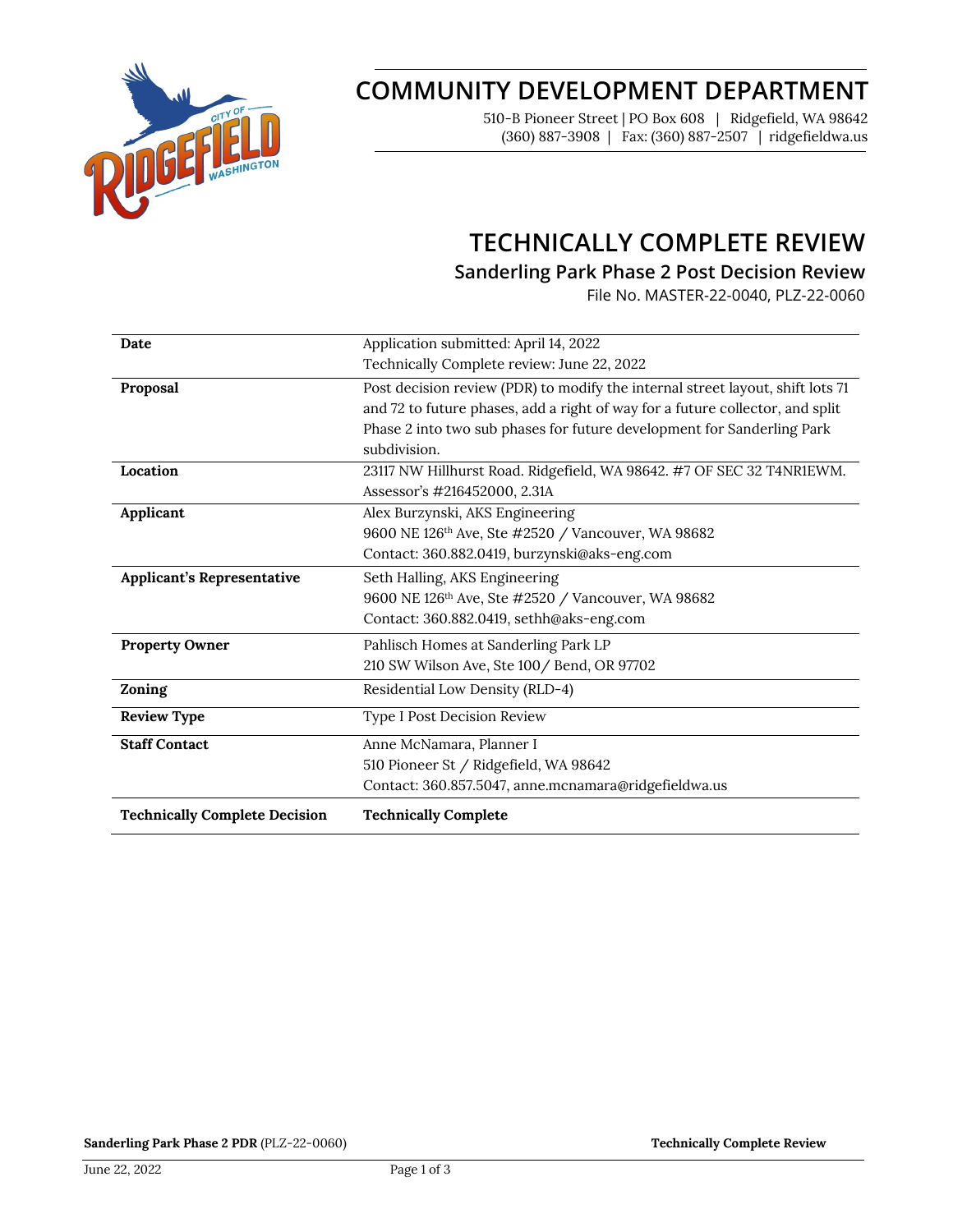# COMMUNITY DEVELOPMENT DEPARTMENT

510-B Pioneer Street | PO Box 608 | Ridgefield, WA 98642
(360) 887-3908 | Fax: (360) 887-2507 | ridgefieldwa.us

# TECHNICALLY COMPLETE REVIEW

## Sanderling Park Phase 2 Post Decision Review

File No. MASTER-22-0040, PLZ-22-0060

| | |
|---|---|
| **Date** | Application submitted: April 14, 2022<br>Technically Complete review: June 22, 2022 |
| **Proposal** | Post decision review (PDR) to modify the internal street layout, shift lots 71 and 72 to future phases, add a right of way for a future collector, and split Phase 2 into two sub phases for future development for Sanderling Park subdivision. |
| **Location** | 23117 NW Hillhurst Road. Ridgefield, WA 98642. #7 OF SEC 32 T4NR1EWM. Assessor's #216452000, 2.31A |
| **Applicant** | Alex Burzynski, AKS Engineering<br>9600 NE 126th Ave, Ste #2520 / Vancouver, WA 98682<br>Contact: 360.882.0419, burzynski@aks-eng.com |
| **Applicant's Representative** | Seth Halling, AKS Engineering<br>9600 NE 126th Ave, Ste #2520 / Vancouver, WA 98682<br>Contact: 360.882.0419, sethh@aks-eng.com |
| **Property Owner** | Pahlisch Homes at Sanderling Park LP<br>210 SW Wilson Ave, Ste 100/ Bend, OR 97702 |
| **Zoning** | Residential Low Density (RLD-4) |
| **Review Type** | Type I Post Decision Review |
| **Staff Contact** | Anne McNamara, Planner I<br>510 Pioneer St / Ridgefield, WA 98642<br>Contact: 360.857.5047, anne.mcnamara@ridgefieldwa.us |
| **Technically Complete Decision** | **Technically Complete** |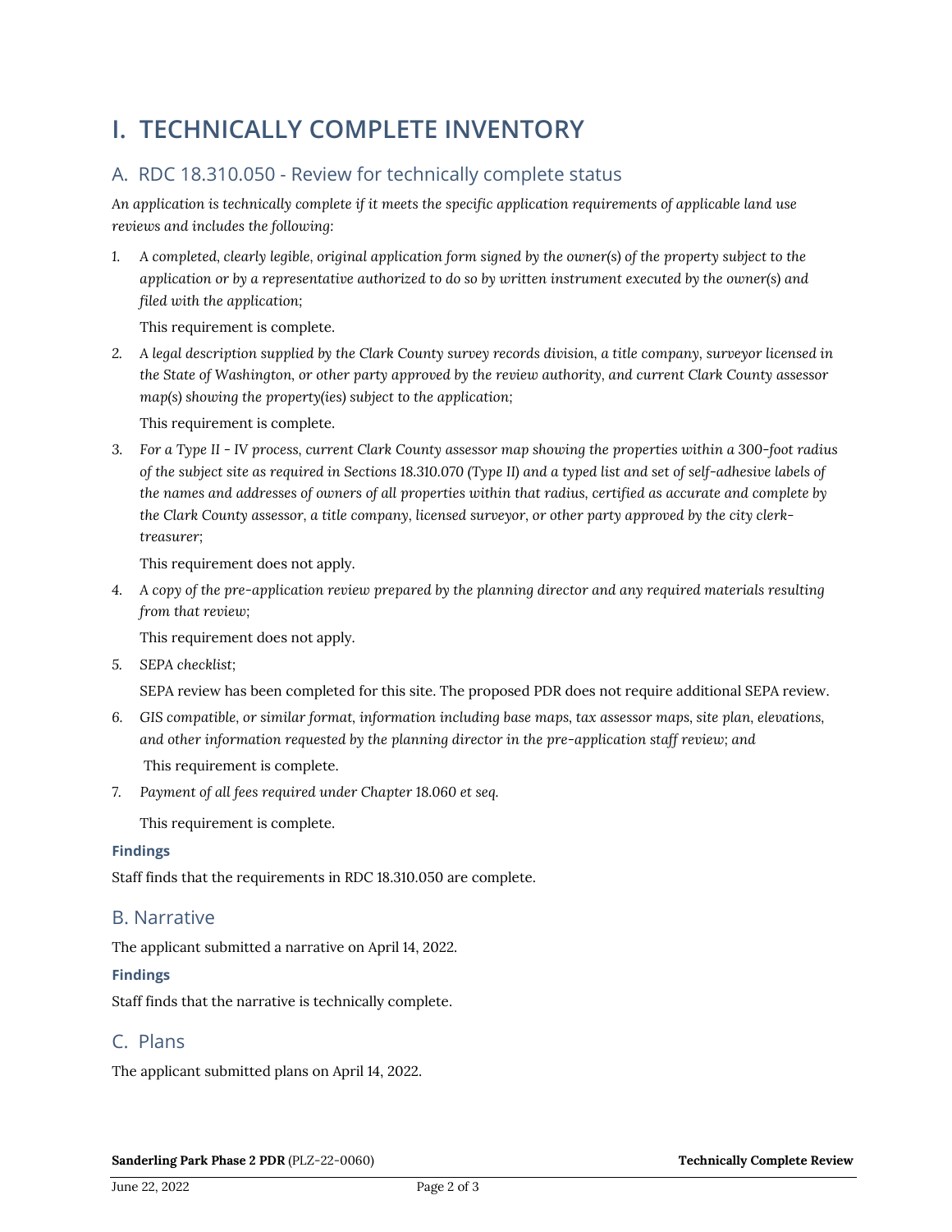# I. TECHNICALLY COMPLETE INVENTORY

## A. RDC 18.310.050 - Review for technically complete status

*An application is technically complete if it meets the specific application requirements of applicable land use reviews and includes the following:*

1. *A completed, clearly legible, original application form signed by the owner(s) of the property subject to the application or by a representative authorized to do so by written instrument executed by the owner(s) and filed with the application;*

   This requirement is complete.

2. *A legal description supplied by the Clark County survey records division, a title company, surveyor licensed in the State of Washington, or other party approved by the review authority, and current Clark County assessor map(s) showing the property(ies) subject to the application;*

   This requirement is complete.

3. *For a Type II - IV process, current Clark County assessor map showing the properties within a 300-foot radius of the subject site as required in Sections 18.310.070 (Type II) and a typed list and set of self-adhesive labels of the names and addresses of owners of all properties within that radius, certified as accurate and complete by the Clark County assessor, a title company, licensed surveyor, or other party approved by the city clerk-treasurer;*

   This requirement does not apply.

4. *A copy of the pre-application review prepared by the planning director and any required materials resulting from that review;*

   This requirement does not apply.

5. *SEPA checklist;*

   SEPA review has been completed for this site. The proposed PDR does not require additional SEPA review.

6. *GIS compatible, or similar format, information including base maps, tax assessor maps, site plan, elevations, and other information requested by the planning director in the pre-application staff review; and*

   This requirement is complete.

7. *Payment of all fees required under Chapter 18.060 et seq.*

   This requirement is complete.

**Findings**

Staff finds that the requirements in RDC 18.310.050 are complete.

## B. Narrative

The applicant submitted a narrative on April 14, 2022.

**Findings**

Staff finds that the narrative is technically complete.

## C. Plans

The applicant submitted plans on April 14, 2022.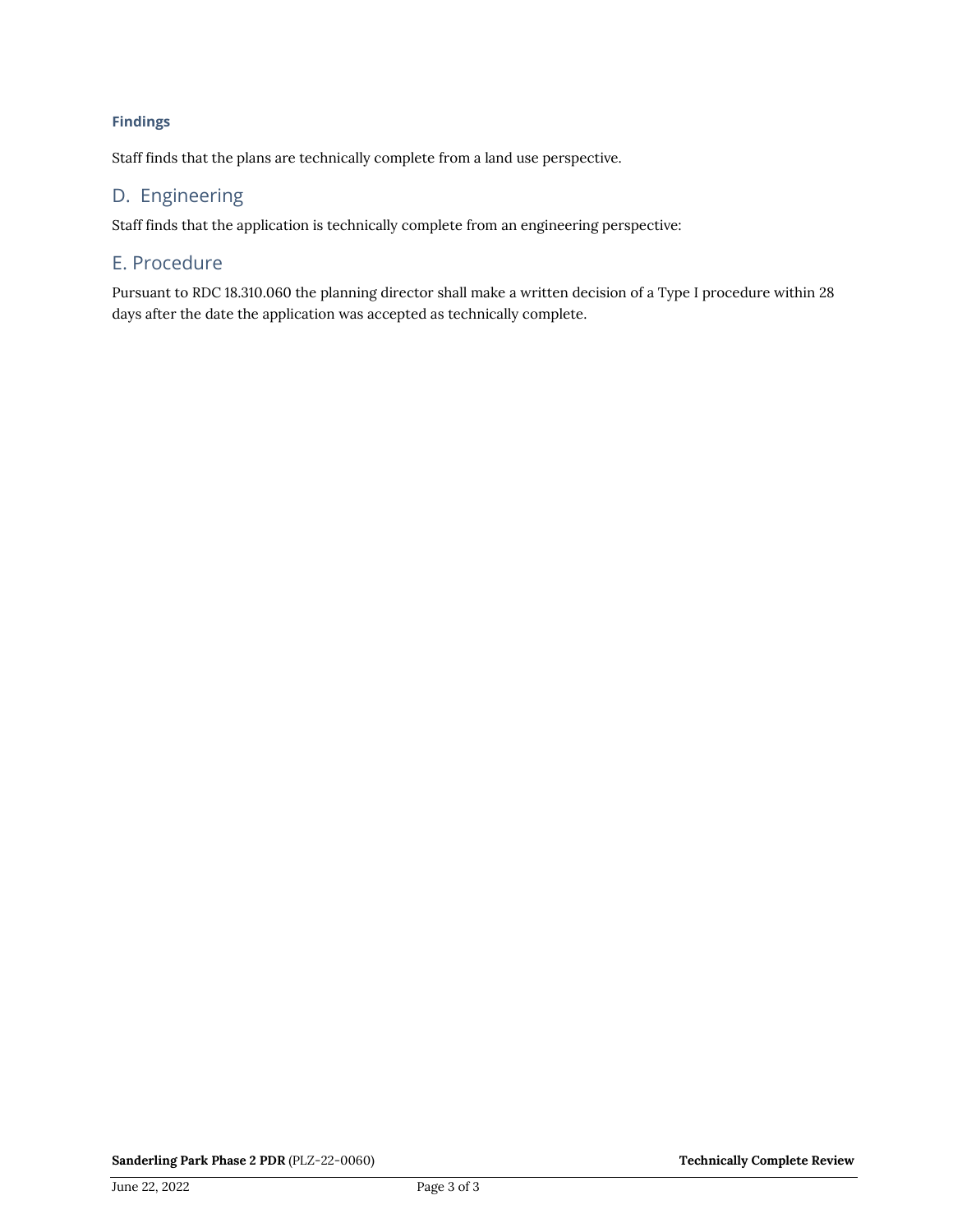#### Findings

Staff finds that the plans are technically complete from a land use perspective.

## D. Engineering

Staff finds that the application is technically complete from an engineering perspective:

## E. Procedure

Pursuant to RDC 18.310.060 the planning director shall make a written decision of a Type I procedure within 28 days after the date the application was accepted as technically complete.